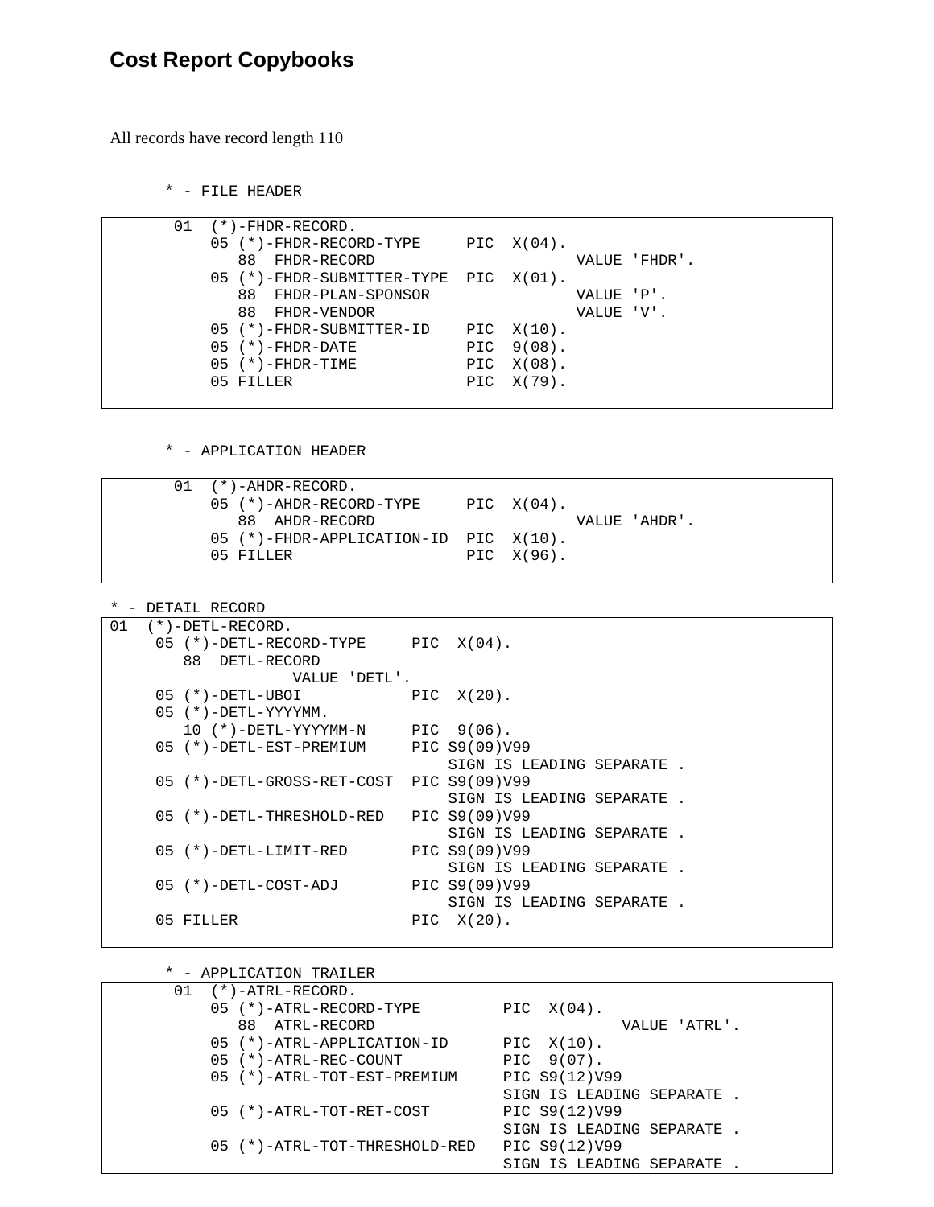## Cost Report Copybooks

All records have record length 110

```
* - FILE HEADER
```

```
 01  (*)-FHDR-RECORD.
     05 (*)-FHDR-RECORD-TYPE     PIC  X(04).
        88  FHDR-RECORD                        VALUE 'FHDR'.
     05 (*)-FHDR-SUBMITTER-TYPE  PIC  X(01).
        88  FHDR-PLAN-SPONSOR                  VALUE 'P'.
        88  FHDR-VENDOR                        VALUE 'V'.
     05 (*)-FHDR-SUBMITTER-ID    PIC  X(10).
     05 (*)-FHDR-DATE            PIC  9(08).
     05 (*)-FHDR-TIME            PIC  X(08).
     05 FILLER                   PIC  X(79).
```

```
* - APPLICATION HEADER
```

```
 01  (*)-AHDR-RECORD.
     05 (*)-AHDR-RECORD-TYPE     PIC  X(04).
        88  AHDR-RECORD                        VALUE 'AHDR'.
     05 (*)-FHDR-APPLICATION-ID  PIC  X(10).
     05 FILLER                   PIC  X(96).
```

```
* - DETAIL RECORD
01  (*)-DETL-RECORD.
     05 (*)-DETL-RECORD-TYPE     PIC  X(04).
        88  DETL-RECORD
                  VALUE 'DETL'.
     05 (*)-DETL-UBOI            PIC  X(20).
     05 (*)-DETL-YYYYMM.
        10 (*)-DETL-YYYYMM-N     PIC  9(06).
     05 (*)-DETL-EST-PREMIUM     PIC S9(09)V99
                                     SIGN IS LEADING SEPARATE .
     05 (*)-DETL-GROSS-RET-COST  PIC S9(09)V99
                                     SIGN IS LEADING SEPARATE .
     05 (*)-DETL-THRESHOLD-RED   PIC S9(09)V99
                                     SIGN IS LEADING SEPARATE .
     05 (*)-DETL-LIMIT-RED       PIC S9(09)V99
                                     SIGN IS LEADING SEPARATE .
     05 (*)-DETL-COST-ADJ        PIC S9(09)V99
                                     SIGN IS LEADING SEPARATE .
     05 FILLER                   PIC  X(20).
```

```
* - APPLICATION TRAILER
 01  (*)-ATRL-RECORD.
     05 (*)-ATRL-RECORD-TYPE         PIC  X(04).
        88  ATRL-RECORD                            VALUE 'ATRL'.
     05 (*)-ATRL-APPLICATION-ID      PIC  X(10).
     05 (*)-ATRL-REC-COUNT           PIC  9(07).
     05 (*)-ATRL-TOT-EST-PREMIUM     PIC S9(12)V99
                                     SIGN IS LEADING SEPARATE .
     05 (*)-ATRL-TOT-RET-COST        PIC S9(12)V99
                                     SIGN IS LEADING SEPARATE .
     05 (*)-ATRL-TOT-THRESHOLD-RED   PIC S9(12)V99
                                     SIGN IS LEADING SEPARATE .
```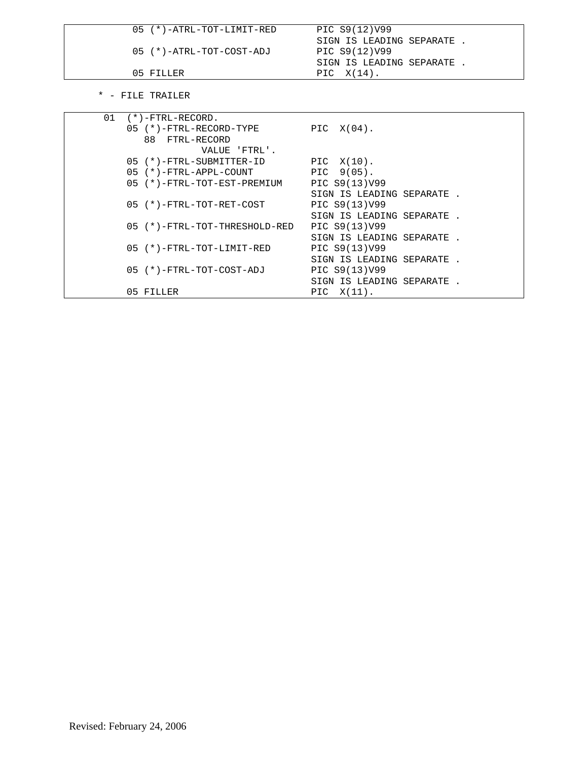```
       05 (*)-ATRL-TOT-LIMIT-RED       PIC S9(12)V99
                                       SIGN IS LEADING SEPARATE .
       05 (*)-ATRL-TOT-COST-ADJ        PIC S9(12)V99
                                       SIGN IS LEADING SEPARATE .
       05 FILLER                       PIC  X(14).
```

* - FILE TRAILER

```
    01  (*)-FTRL-RECORD.
        05 (*)-FTRL-RECORD-TYPE        PIC  X(04).
           88  FTRL-RECORD
                     VALUE 'FTRL'.
        05 (*)-FTRL-SUBMITTER-ID       PIC  X(10).
        05 (*)-FTRL-APPL-COUNT         PIC  9(05).
        05 (*)-FTRL-TOT-EST-PREMIUM    PIC S9(13)V99
                                       SIGN IS LEADING SEPARATE .
        05 (*)-FTRL-TOT-RET-COST       PIC S9(13)V99
                                       SIGN IS LEADING SEPARATE .
        05 (*)-FTRL-TOT-THRESHOLD-RED  PIC S9(13)V99
                                       SIGN IS LEADING SEPARATE .
        05 (*)-FTRL-TOT-LIMIT-RED      PIC S9(13)V99
                                       SIGN IS LEADING SEPARATE .
        05 (*)-FTRL-TOT-COST-ADJ       PIC S9(13)V99
                                       SIGN IS LEADING SEPARATE .
        05 FILLER                      PIC  X(11).
```

Revised: February 24, 2006